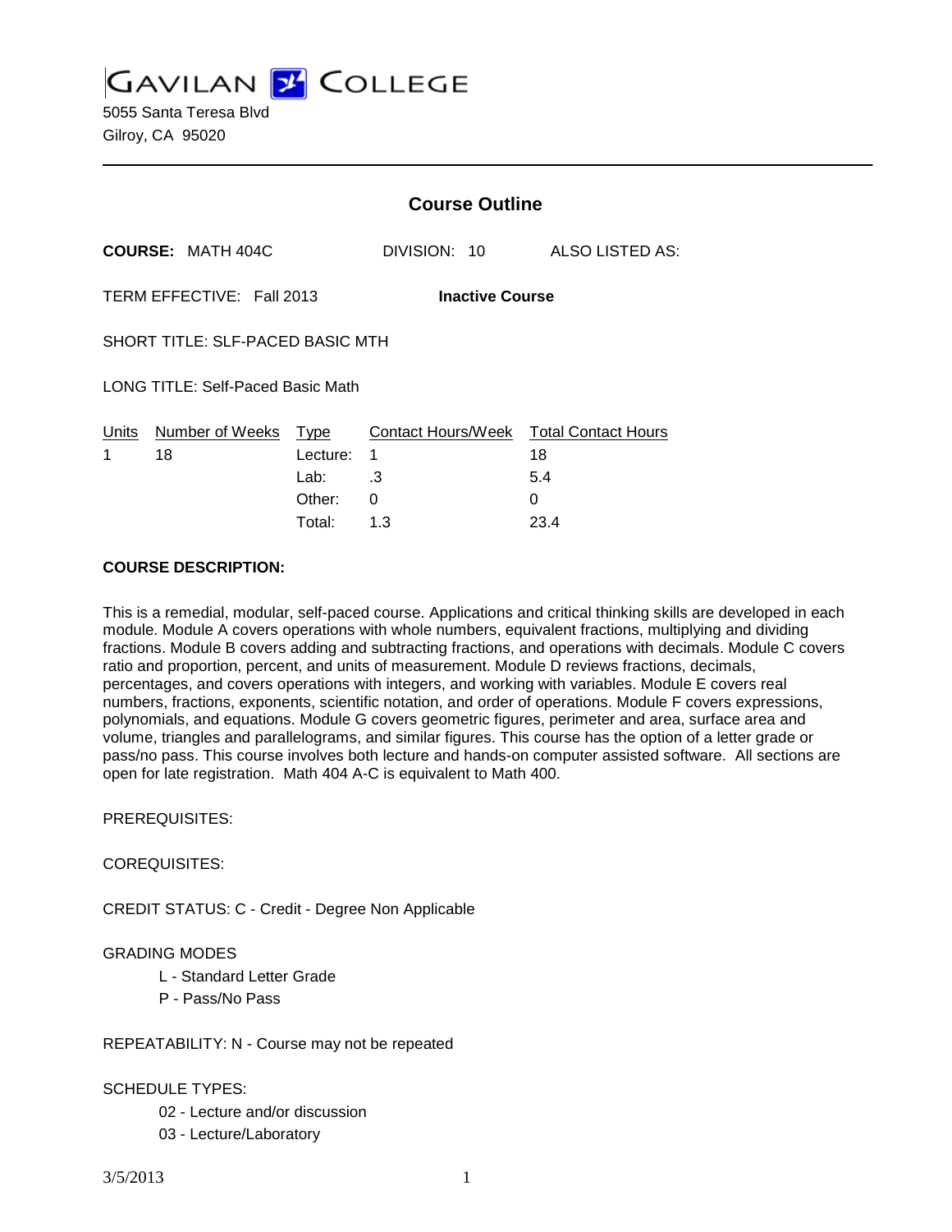# GAVILAN COLLEGE

5055 Santa Teresa Blvd
Gilroy, CA 95020

## Course Outline

**COURSE:** MATH 404C DIVISION: 10 ALSO LISTED AS:

TERM EFFECTIVE: Fall 2013 **Inactive Course**

SHORT TITLE: SLF-PACED BASIC MTH

LONG TITLE: Self-Paced Basic Math

| Units | Number of Weeks | Type | Contact Hours/Week | Total Contact Hours |
|---|---|---|---|---|
| 1 | 18 | Lecture: | 1 | 18 |
| | | Lab: | .3 | 5.4 |
| | | Other: | 0 | 0 |
| | | Total: | 1.3 | 23.4 |

**COURSE DESCRIPTION:**

This is a remedial, modular, self-paced course. Applications and critical thinking skills are developed in each module. Module A covers operations with whole numbers, equivalent fractions, multiplying and dividing fractions. Module B covers adding and subtracting fractions, and operations with decimals. Module C covers ratio and proportion, percent, and units of measurement. Module D reviews fractions, decimals, percentages, and covers operations with integers, and working with variables. Module E covers real numbers, fractions, exponents, scientific notation, and order of operations. Module F covers expressions, polynomials, and equations. Module G covers geometric figures, perimeter and area, surface area and volume, triangles and parallelograms, and similar figures. This course has the option of a letter grade or pass/no pass. This course involves both lecture and hands-on computer assisted software. All sections are open for late registration. Math 404 A-C is equivalent to Math 400.

PREREQUISITES:

COREQUISITES:

CREDIT STATUS: C - Credit - Degree Non Applicable

GRADING MODES

- L - Standard Letter Grade
- P - Pass/No Pass

REPEATABILITY: N - Course may not be repeated

SCHEDULE TYPES:

- 02 - Lecture and/or discussion
- 03 - Lecture/Laboratory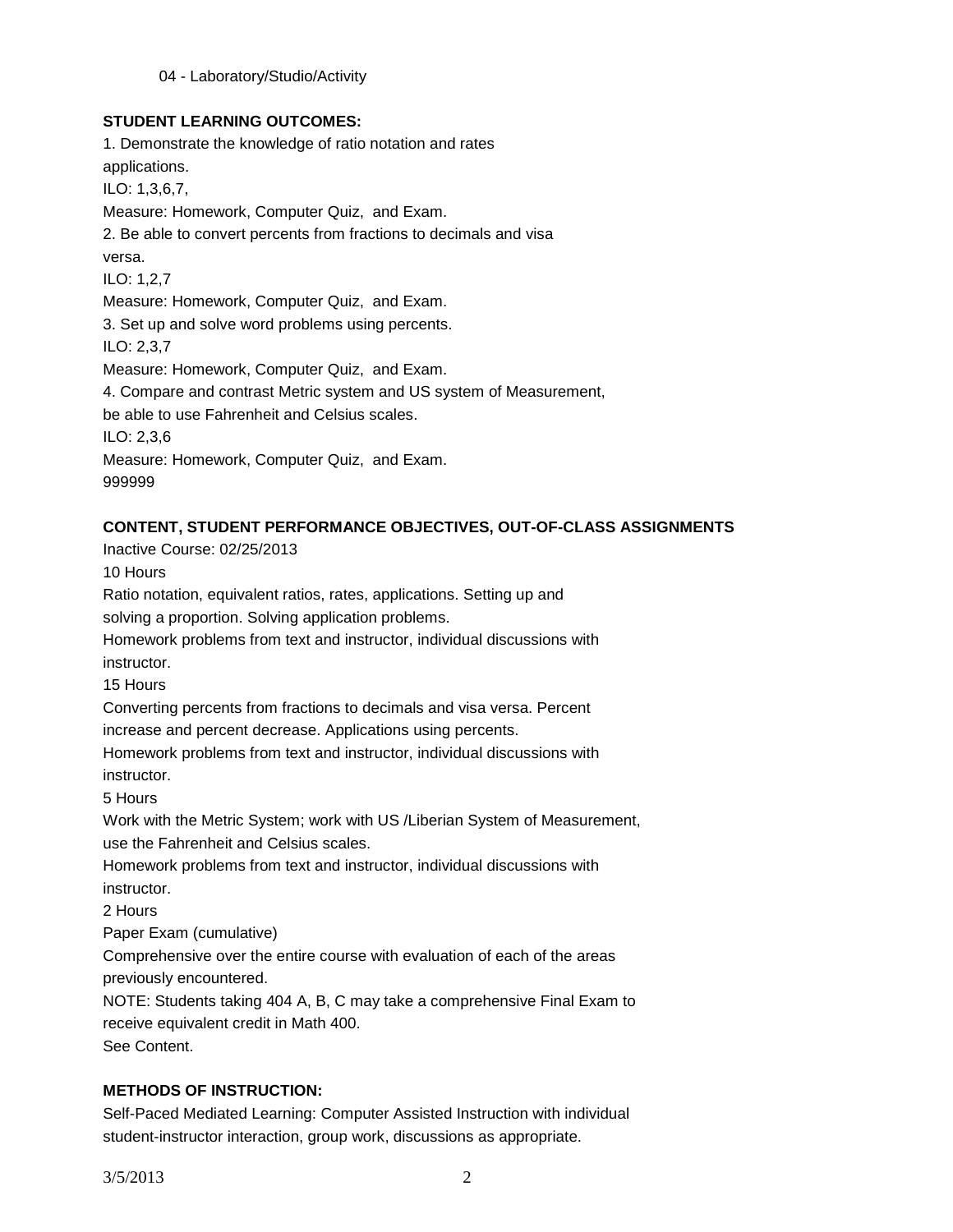04 - Laboratory/Studio/Activity

**STUDENT LEARNING OUTCOMES:**

1. Demonstrate the knowledge of ratio notation and rates applications.
ILO: 1,3,6,7,
Measure: Homework, Computer Quiz, and Exam.
2. Be able to convert percents from fractions to decimals and visa versa.
ILO: 1,2,7
Measure: Homework, Computer Quiz, and Exam.
3. Set up and solve word problems using percents.
ILO: 2,3,7
Measure: Homework, Computer Quiz, and Exam.
4. Compare and contrast Metric system and US system of Measurement, be able to use Fahrenheit and Celsius scales.
ILO: 2,3,6
Measure: Homework, Computer Quiz, and Exam.

999999

**CONTENT, STUDENT PERFORMANCE OBJECTIVES, OUT-OF-CLASS ASSIGNMENTS**

Inactive Course: 02/25/2013

10 Hours

Ratio notation, equivalent ratios, rates, applications. Setting up and solving a proportion. Solving application problems.

Homework problems from text and instructor, individual discussions with instructor.

15 Hours

Converting percents from fractions to decimals and visa versa. Percent increase and percent decrease. Applications using percents.

Homework problems from text and instructor, individual discussions with instructor.

5 Hours

Work with the Metric System; work with US /Liberian System of Measurement, use the Fahrenheit and Celsius scales.

Homework problems from text and instructor, individual discussions with instructor.

2 Hours

Paper Exam (cumulative)

Comprehensive over the entire course with evaluation of each of the areas previously encountered.

NOTE: Students taking 404 A, B, C may take a comprehensive Final Exam to receive equivalent credit in Math 400.

See Content.

**METHODS OF INSTRUCTION:**

Self-Paced Mediated Learning: Computer Assisted Instruction with individual student-instructor interaction, group work, discussions as appropriate.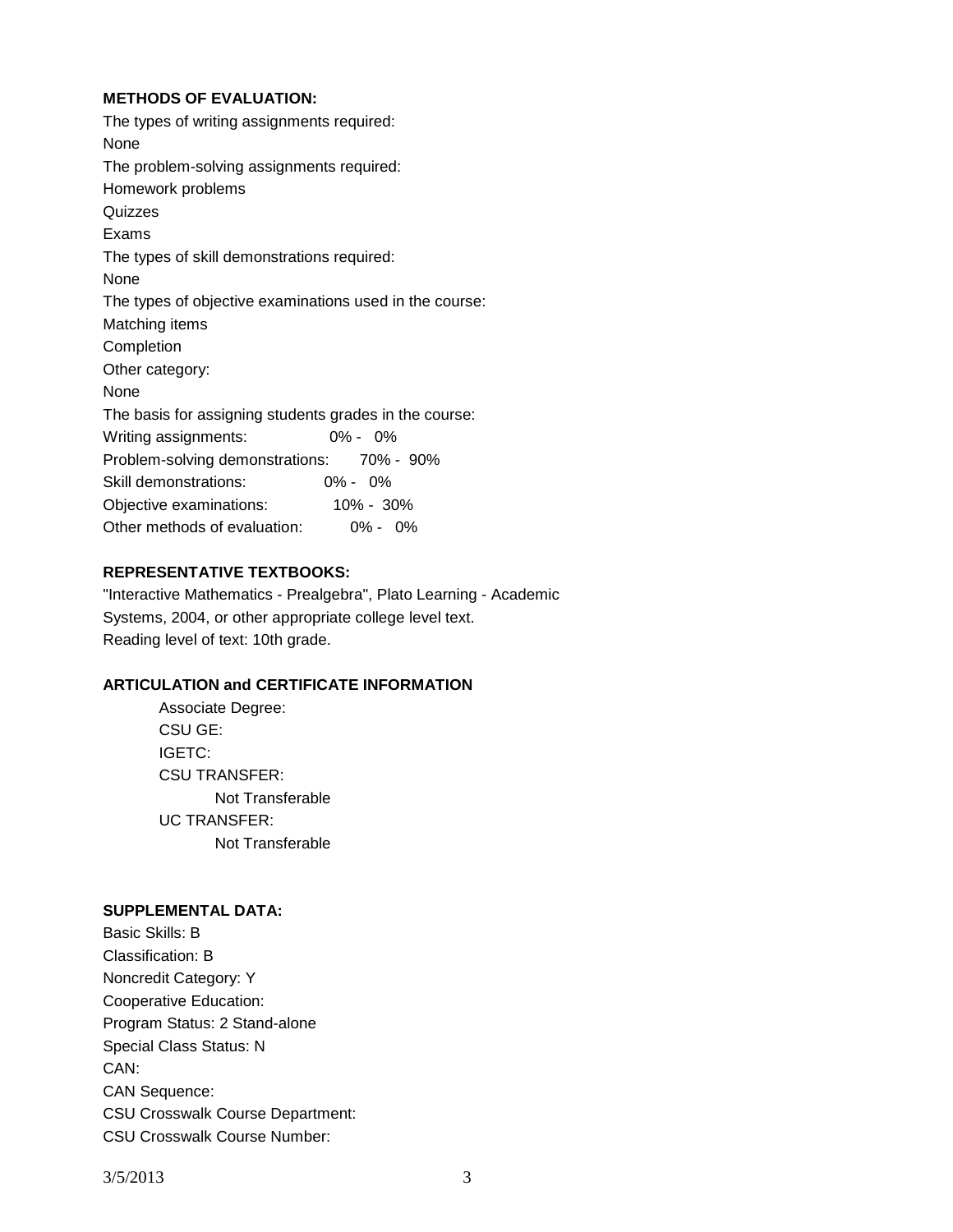**METHODS OF EVALUATION:**

The types of writing assignments required:
None

The problem-solving assignments required:
Homework problems
Quizzes
Exams

The types of skill demonstrations required:
None

The types of objective examinations used in the course:
Matching items
Completion

Other category:
None

The basis for assigning students grades in the course:

| | |
|---|---|
| Writing assignments: | 0% - 0% |
| Problem-solving demonstrations: | 70% - 90% |
| Skill demonstrations: | 0% - 0% |
| Objective examinations: | 10% - 30% |
| Other methods of evaluation: | 0% - 0% |

**REPRESENTATIVE TEXTBOOKS:**

"Interactive Mathematics - Prealgebra", Plato Learning - Academic Systems, 2004, or other appropriate college level text.
Reading level of text: 10th grade.

**ARTICULATION and CERTIFICATE INFORMATION**

Associate Degree:
CSU GE:
IGETC:
CSU TRANSFER:
    Not Transferable
UC TRANSFER:
    Not Transferable

**SUPPLEMENTAL DATA:**

Basic Skills: B
Classification: B
Noncredit Category: Y
Cooperative Education:
Program Status: 2 Stand-alone
Special Class Status: N
CAN:
CAN Sequence:
CSU Crosswalk Course Department:
CSU Crosswalk Course Number: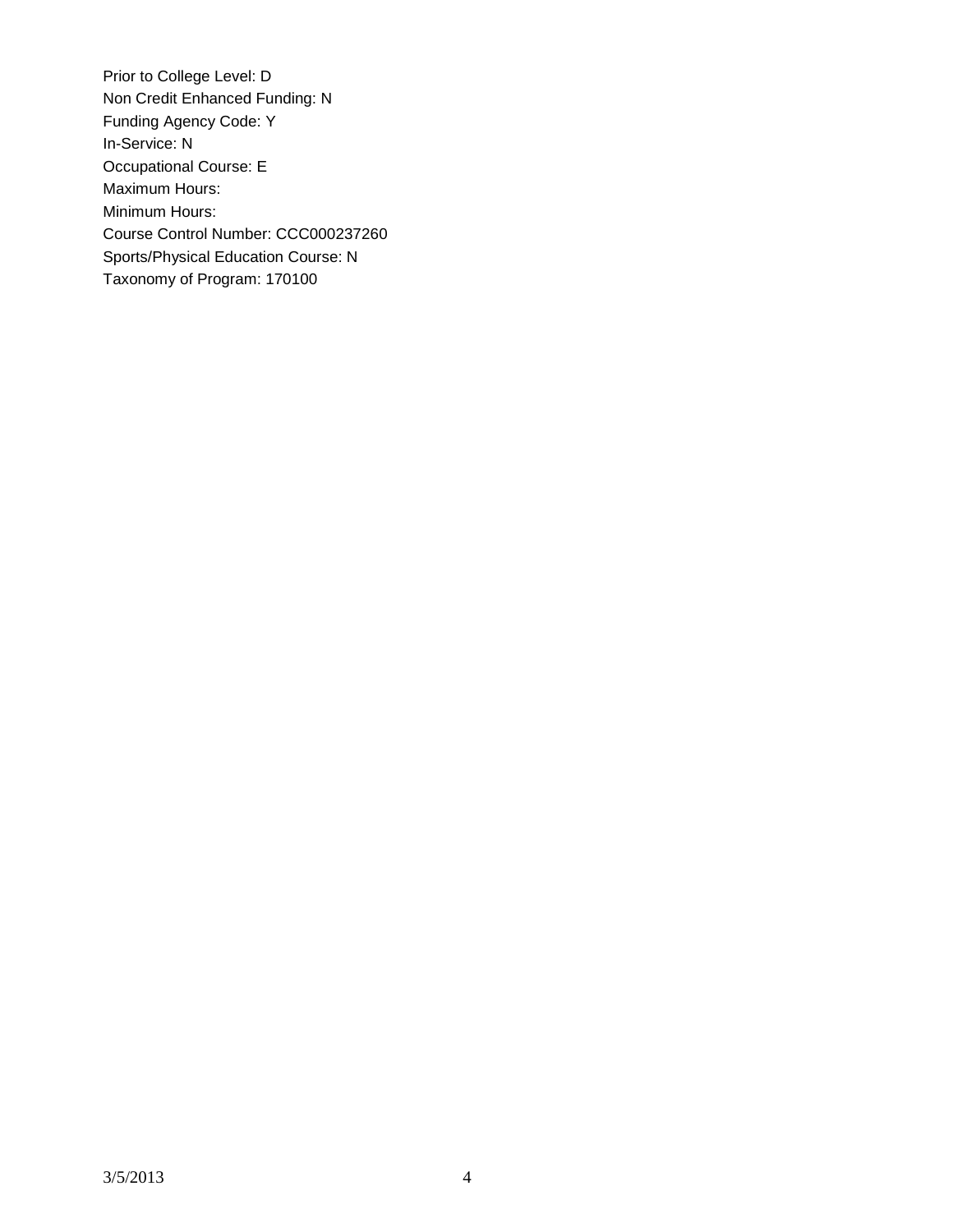Prior to College Level: D
Non Credit Enhanced Funding: N
Funding Agency Code: Y
In-Service: N
Occupational Course: E
Maximum Hours:
Minimum Hours:
Course Control Number: CCC000237260
Sports/Physical Education Course: N
Taxonomy of Program: 170100